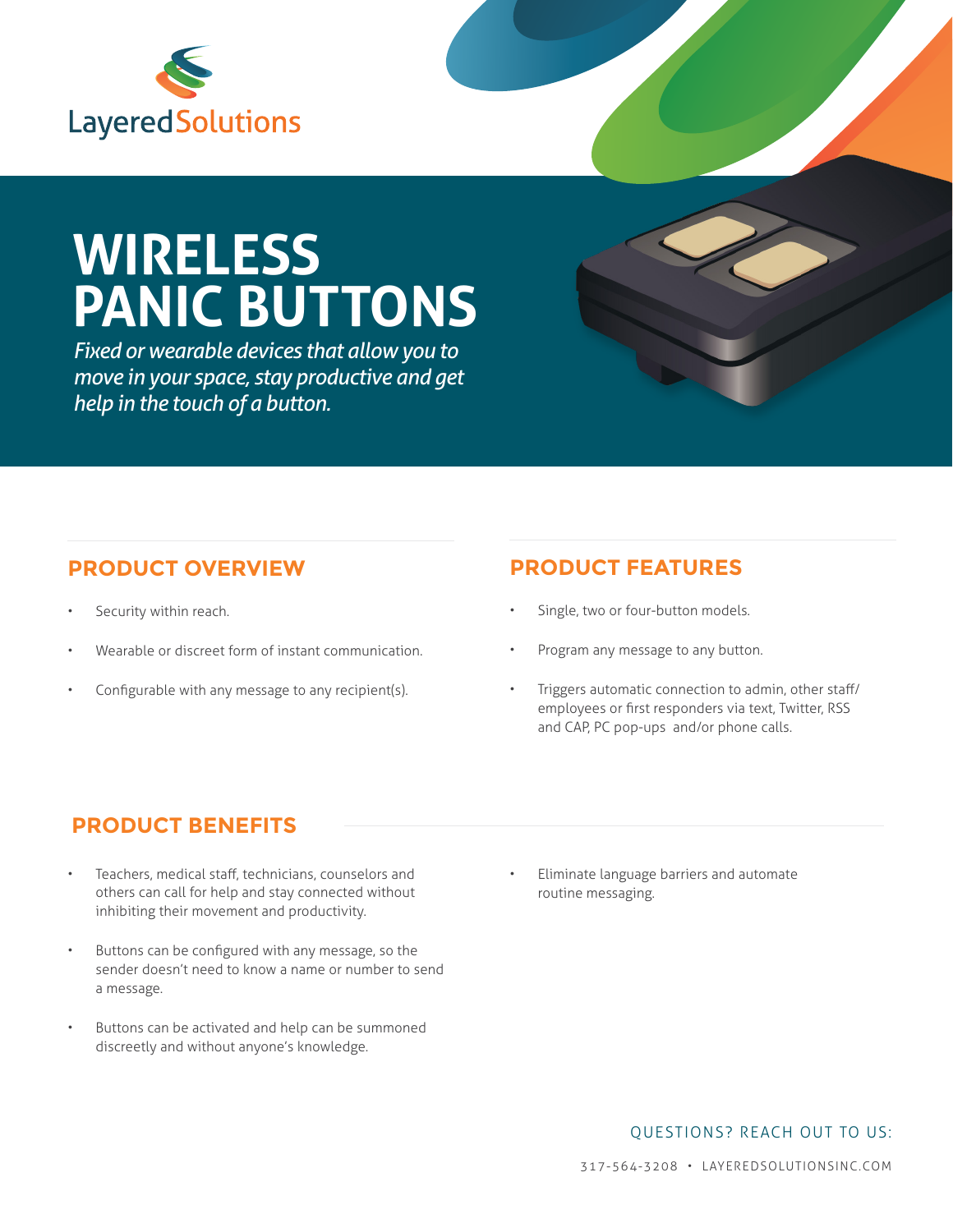LayeredSolutions

# WIRELESS PANIC BUTTONS

*Fixed or wearable devices that allow you to move in your space, stay productive and get help in the touch of a button.*

## PRODUCT OVERVIEW

- Security within reach.
- Wearable or discreet form of instant communication.
- Configurable with any message to any recipient(s).

## PRODUCT FEATURES

- Single, two or four-button models.
- Program any message to any button.
- Triggers automatic connection to admin, other staff/employees or first responders via text, Twitter, RSS and CAP, PC pop-ups and/or phone calls.

## PRODUCT BENEFITS

- Teachers, medical staff, technicians, counselors and others can call for help and stay connected without inhibiting their movement and productivity.
- Buttons can be configured with any message, so the sender doesn't need to know a name or number to send a message.
- Buttons can be activated and help can be summoned discreetly and without anyone's knowledge.
- Eliminate language barriers and automate routine messaging.

QUESTIONS? REACH OUT TO US:

317-564-3208 • LAYEREDSOLUTIONSINC.COM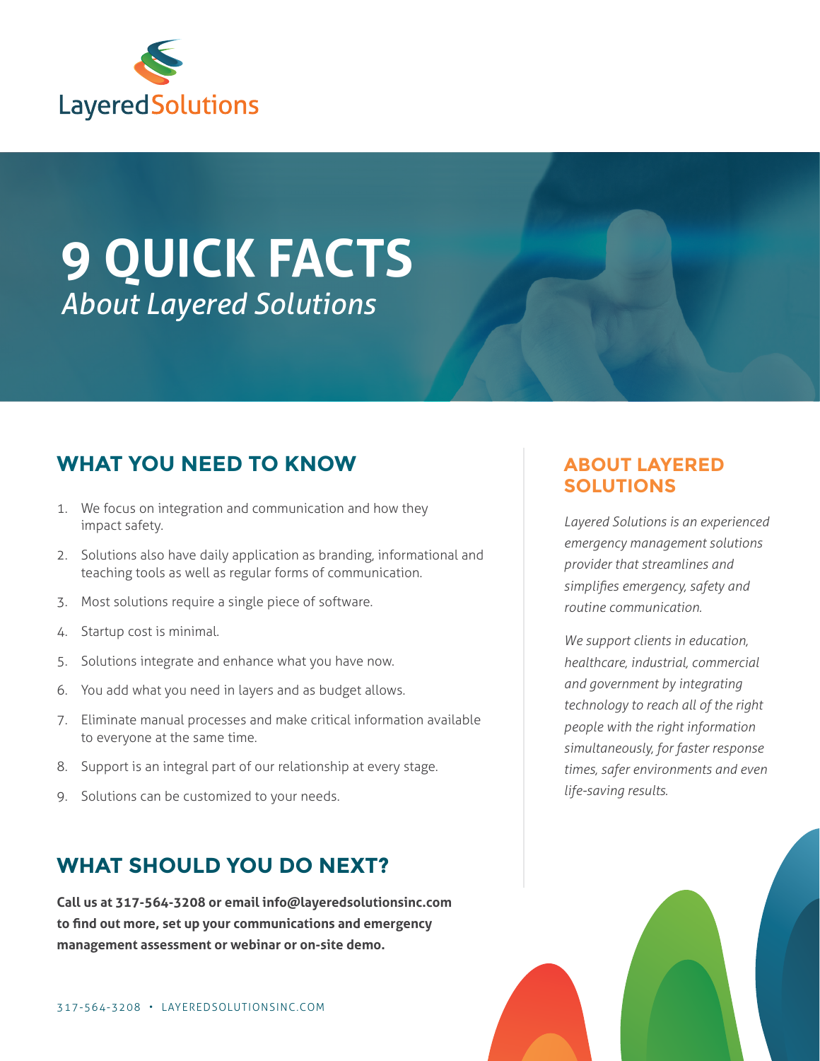# 9 QUICK FACTS

*About Layered Solutions*

## WHAT YOU NEED TO KNOW

1. We focus on integration and communication and how they impact safety.
2. Solutions also have daily application as branding, informational and teaching tools as well as regular forms of communication.
3. Most solutions require a single piece of software.
4. Startup cost is minimal.
5. Solutions integrate and enhance what you have now.
6. You add what you need in layers and as budget allows.
7. Eliminate manual processes and make critical information available to everyone at the same time.
8. Support is an integral part of our relationship at every stage.
9. Solutions can be customized to your needs.

## ABOUT LAYERED SOLUTIONS

*Layered Solutions is an experienced emergency management solutions provider that streamlines and simplifies emergency, safety and routine communication.*

*We support clients in education, healthcare, industrial, commercial and government by integrating technology to reach all of the right people with the right information simultaneously, for faster response times, safer environments and even life-saving results.*

## WHAT SHOULD YOU DO NEXT?

**Call us at 317-564-3208 or email info@layeredsolutionsinc.com to find out more, set up your communications and emergency management assessment or webinar or on-site demo.**

317-564-3208 • LAYEREDSOLUTIONSINC.COM